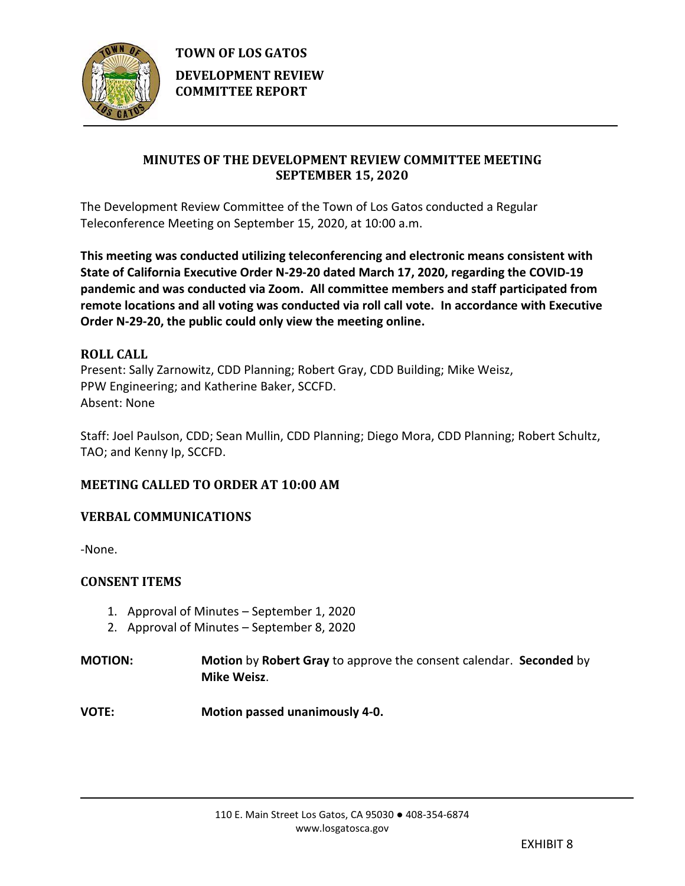**TOWN OF LOS GATOS**

**DEVELOPMENT REVIEW COMMITTEE REPORT**

## MINUTES OF THE DEVELOPMENT REVIEW COMMITTEE MEETING SEPTEMBER 15, 2020

The Development Review Committee of the Town of Los Gatos conducted a Regular Teleconference Meeting on September 15, 2020, at 10:00 a.m.

**This meeting was conducted utilizing teleconferencing and electronic means consistent with State of California Executive Order N-29-20 dated March 17, 2020, regarding the COVID-19 pandemic and was conducted via Zoom. All committee members and staff participated from remote locations and all voting was conducted via roll call vote. In accordance with Executive Order N-29-20, the public could only view the meeting online.**

### ROLL CALL

Present: Sally Zarnowitz, CDD Planning; Robert Gray, CDD Building; Mike Weisz, PPW Engineering; and Katherine Baker, SCCFD.
Absent: None

Staff: Joel Paulson, CDD; Sean Mullin, CDD Planning; Diego Mora, CDD Planning; Robert Schultz, TAO; and Kenny Ip, SCCFD.

### MEETING CALLED TO ORDER AT 10:00 AM

### VERBAL COMMUNICATIONS

-None.

### CONSENT ITEMS

1. Approval of Minutes – September 1, 2020
2. Approval of Minutes – September 8, 2020

**MOTION:** **Motion** by **Robert Gray** to approve the consent calendar. **Seconded** by **Mike Weisz**.

**VOTE:** **Motion passed unanimously 4-0.**

EXHIBIT 8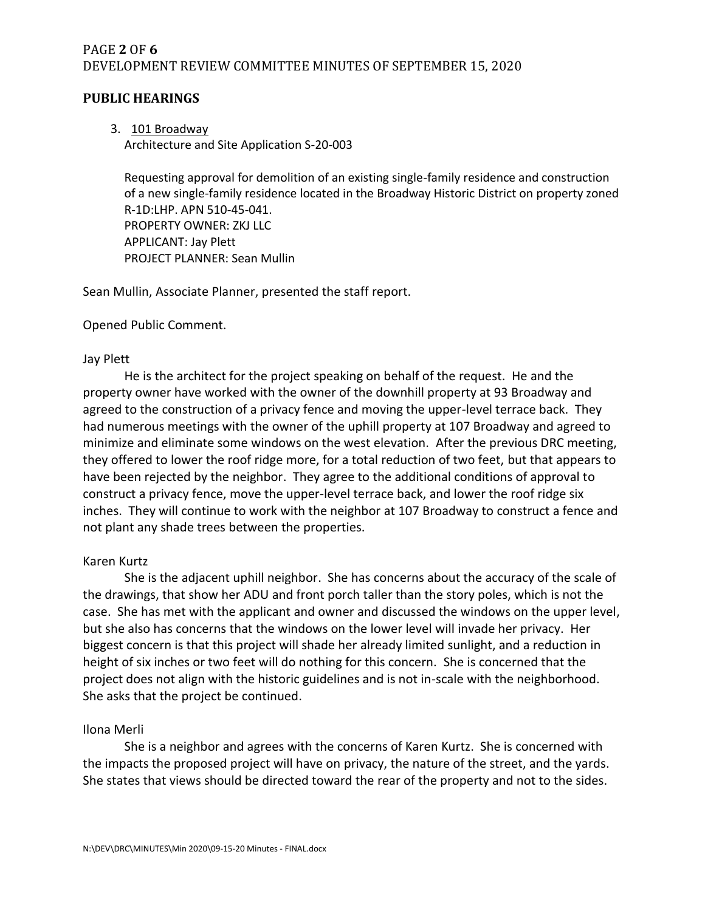## PUBLIC HEARINGS

3. 101 Broadway
   Architecture and Site Application S-20-003

   Requesting approval for demolition of an existing single-family residence and construction of a new single-family residence located in the Broadway Historic District on property zoned R-1D:LHP. APN 510-45-041.
   PROPERTY OWNER: ZKJ LLC
   APPLICANT: Jay Plett
   PROJECT PLANNER: Sean Mullin

Sean Mullin, Associate Planner, presented the staff report.

Opened Public Comment.

Jay Plett

He is the architect for the project speaking on behalf of the request. He and the property owner have worked with the owner of the downhill property at 93 Broadway and agreed to the construction of a privacy fence and moving the upper-level terrace back. They had numerous meetings with the owner of the uphill property at 107 Broadway and agreed to minimize and eliminate some windows on the west elevation. After the previous DRC meeting, they offered to lower the roof ridge more, for a total reduction of two feet, but that appears to have been rejected by the neighbor. They agree to the additional conditions of approval to construct a privacy fence, move the upper-level terrace back, and lower the roof ridge six inches. They will continue to work with the neighbor at 107 Broadway to construct a fence and not plant any shade trees between the properties.

Karen Kurtz

She is the adjacent uphill neighbor. She has concerns about the accuracy of the scale of the drawings, that show her ADU and front porch taller than the story poles, which is not the case. She has met with the applicant and owner and discussed the windows on the upper level, but she also has concerns that the windows on the lower level will invade her privacy. Her biggest concern is that this project will shade her already limited sunlight, and a reduction in height of six inches or two feet will do nothing for this concern. She is concerned that the project does not align with the historic guidelines and is not in-scale with the neighborhood. She asks that the project be continued.

Ilona Merli

She is a neighbor and agrees with the concerns of Karen Kurtz. She is concerned with the impacts the proposed project will have on privacy, the nature of the street, and the yards. She states that views should be directed toward the rear of the property and not to the sides.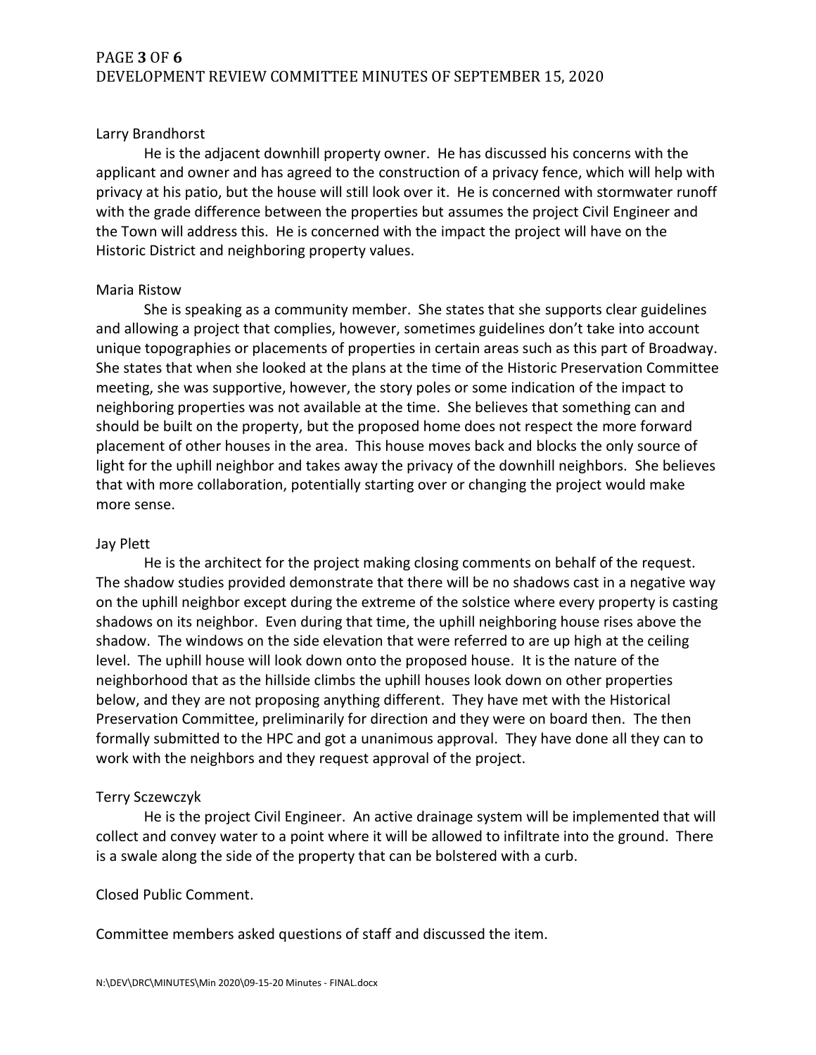Larry Brandhorst

He is the adjacent downhill property owner. He has discussed his concerns with the applicant and owner and has agreed to the construction of a privacy fence, which will help with privacy at his patio, but the house will still look over it. He is concerned with stormwater runoff with the grade difference between the properties but assumes the project Civil Engineer and the Town will address this. He is concerned with the impact the project will have on the Historic District and neighboring property values.

Maria Ristow

She is speaking as a community member. She states that she supports clear guidelines and allowing a project that complies, however, sometimes guidelines don't take into account unique topographies or placements of properties in certain areas such as this part of Broadway. She states that when she looked at the plans at the time of the Historic Preservation Committee meeting, she was supportive, however, the story poles or some indication of the impact to neighboring properties was not available at the time. She believes that something can and should be built on the property, but the proposed home does not respect the more forward placement of other houses in the area. This house moves back and blocks the only source of light for the uphill neighbor and takes away the privacy of the downhill neighbors. She believes that with more collaboration, potentially starting over or changing the project would make more sense.

Jay Plett

He is the architect for the project making closing comments on behalf of the request. The shadow studies provided demonstrate that there will be no shadows cast in a negative way on the uphill neighbor except during the extreme of the solstice where every property is casting shadows on its neighbor. Even during that time, the uphill neighboring house rises above the shadow. The windows on the side elevation that were referred to are up high at the ceiling level. The uphill house will look down onto the proposed house. It is the nature of the neighborhood that as the hillside climbs the uphill houses look down on other properties below, and they are not proposing anything different. They have met with the Historical Preservation Committee, preliminarily for direction and they were on board then. The then formally submitted to the HPC and got a unanimous approval. They have done all they can to work with the neighbors and they request approval of the project.

Terry Sczewczyk

He is the project Civil Engineer. An active drainage system will be implemented that will collect and convey water to a point where it will be allowed to infiltrate into the ground. There is a swale along the side of the property that can be bolstered with a curb.

Closed Public Comment.

Committee members asked questions of staff and discussed the item.

N:\DEV\DRC\MINUTES\Min 2020\09-15-20 Minutes - FINAL.docx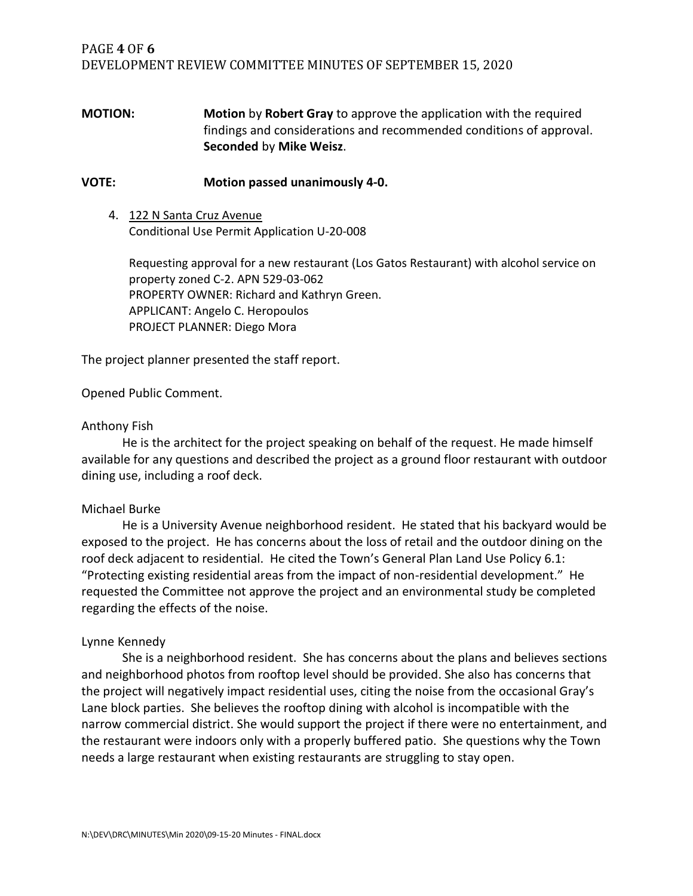**MOTION:** **Motion** by **Robert Gray** to approve the application with the required findings and considerations and recommended conditions of approval. **Seconded** by **Mike Weisz**.

**VOTE:** **Motion passed unanimously 4-0.**

4. 122 N Santa Cruz Avenue
   Conditional Use Permit Application U-20-008

   Requesting approval for a new restaurant (Los Gatos Restaurant) with alcohol service on property zoned C-2. APN 529-03-062
   PROPERTY OWNER: Richard and Kathryn Green.
   APPLICANT: Angelo C. Heropoulos
   PROJECT PLANNER: Diego Mora

The project planner presented the staff report.

Opened Public Comment.

Anthony Fish

He is the architect for the project speaking on behalf of the request. He made himself available for any questions and described the project as a ground floor restaurant with outdoor dining use, including a roof deck.

Michael Burke

He is a University Avenue neighborhood resident. He stated that his backyard would be exposed to the project. He has concerns about the loss of retail and the outdoor dining on the roof deck adjacent to residential. He cited the Town's General Plan Land Use Policy 6.1: "Protecting existing residential areas from the impact of non-residential development." He requested the Committee not approve the project and an environmental study be completed regarding the effects of the noise.

Lynne Kennedy

She is a neighborhood resident. She has concerns about the plans and believes sections and neighborhood photos from rooftop level should be provided. She also has concerns that the project will negatively impact residential uses, citing the noise from the occasional Gray's Lane block parties. She believes the rooftop dining with alcohol is incompatible with the narrow commercial district. She would support the project if there were no entertainment, and the restaurant were indoors only with a properly buffered patio. She questions why the Town needs a large restaurant when existing restaurants are struggling to stay open.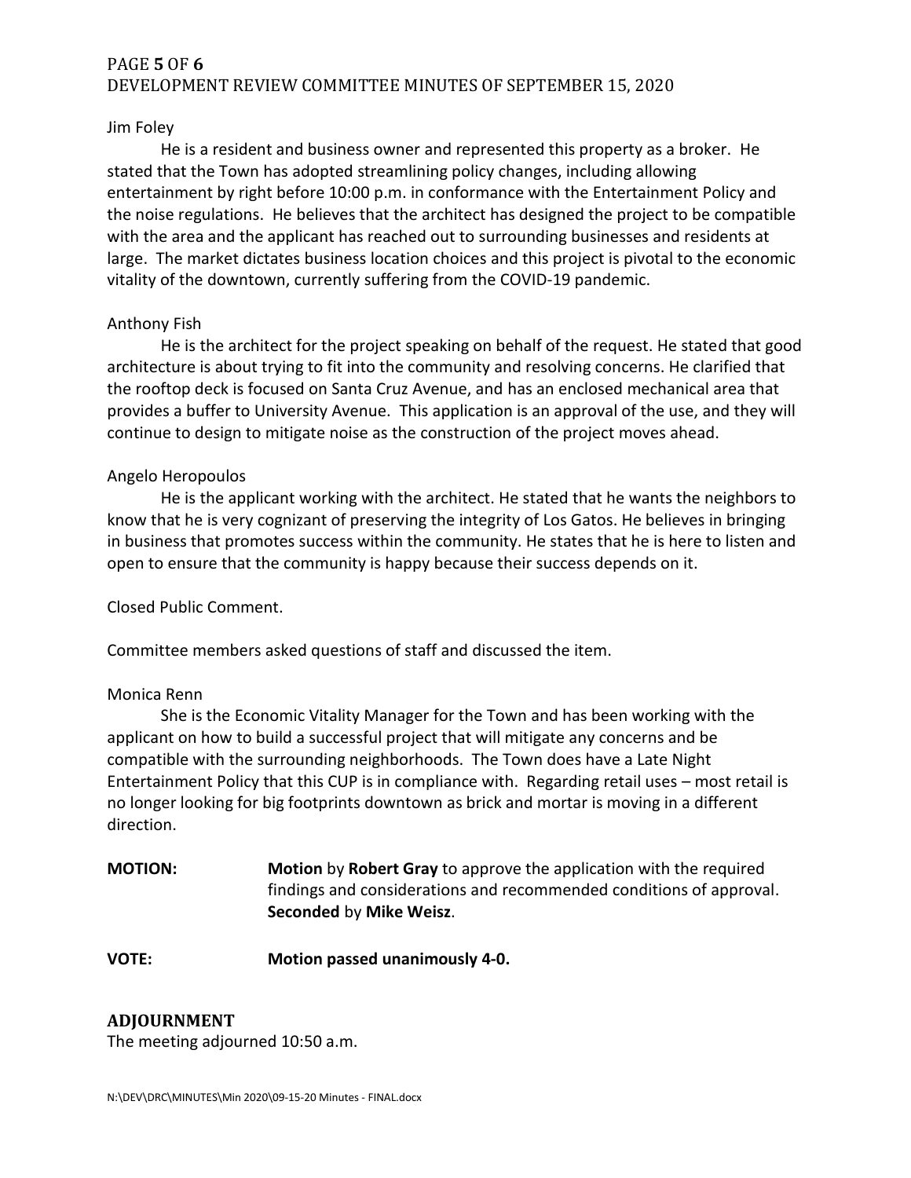Jim Foley

He is a resident and business owner and represented this property as a broker. He stated that the Town has adopted streamlining policy changes, including allowing entertainment by right before 10:00 p.m. in conformance with the Entertainment Policy and the noise regulations. He believes that the architect has designed the project to be compatible with the area and the applicant has reached out to surrounding businesses and residents at large. The market dictates business location choices and this project is pivotal to the economic vitality of the downtown, currently suffering from the COVID-19 pandemic.

Anthony Fish

He is the architect for the project speaking on behalf of the request. He stated that good architecture is about trying to fit into the community and resolving concerns. He clarified that the rooftop deck is focused on Santa Cruz Avenue, and has an enclosed mechanical area that provides a buffer to University Avenue. This application is an approval of the use, and they will continue to design to mitigate noise as the construction of the project moves ahead.

Angelo Heropoulos

He is the applicant working with the architect. He stated that he wants the neighbors to know that he is very cognizant of preserving the integrity of Los Gatos. He believes in bringing in business that promotes success within the community. He states that he is here to listen and open to ensure that the community is happy because their success depends on it.

Closed Public Comment.

Committee members asked questions of staff and discussed the item.

Monica Renn

She is the Economic Vitality Manager for the Town and has been working with the applicant on how to build a successful project that will mitigate any concerns and be compatible with the surrounding neighborhoods. The Town does have a Late Night Entertainment Policy that this CUP is in compliance with. Regarding retail uses – most retail is no longer looking for big footprints downtown as brick and mortar is moving in a different direction.

**MOTION:** **Motion** by **Robert Gray** to approve the application with the required findings and considerations and recommended conditions of approval. **Seconded** by **Mike Weisz**.

**VOTE:** **Motion passed unanimously 4-0.**

## ADJOURNMENT

The meeting adjourned 10:50 a.m.

N:\DEV\DRC\MINUTES\Min 2020\09-15-20 Minutes - FINAL.docx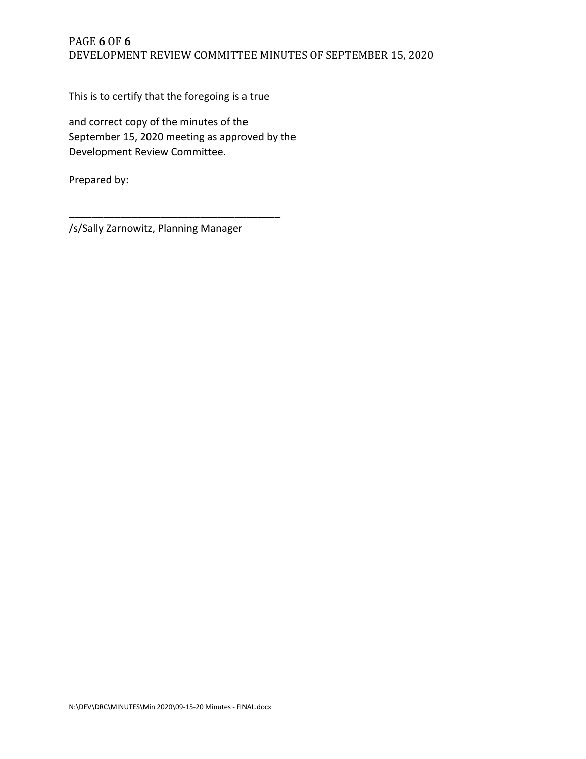This is to certify that the foregoing is a true

and correct copy of the minutes of the September 15, 2020 meeting as approved by the Development Review Committee.

Prepared by:

______________________________________

/s/Sally Zarnowitz, Planning Manager